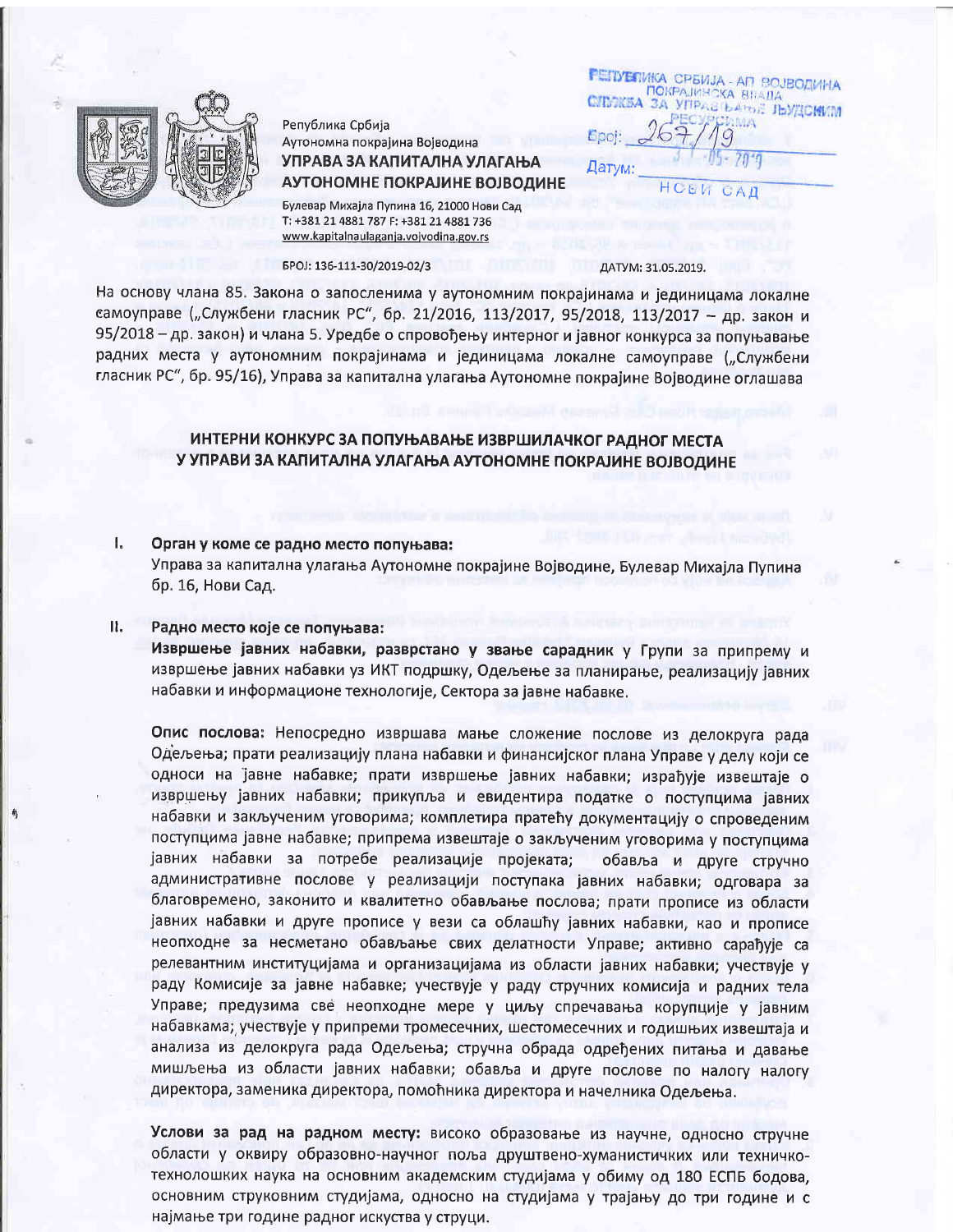Република Србија
Аутономна покрајина Војводина
**УПРАВА ЗА КАПИТАЛНА УЛАГАЊА АУТОНОМНЕ ПОКРАЈИНЕ ВОЈВОДИНЕ**
Булевар Михајла Пупина 16, 21000 Нови Сад
Т: +381 21 4881 787 F: +381 21 4881 736
www.kapitalnaulaganja.vojvodina.gov.rs

РЕПУБЛИКА СРБИЈА - АП ВОЈВОДИНА
ПОКРАЈИНСКА ВЛАДА
СЛУЖБА ЗА УПРАВЉАЊЕ ЉУДСКИМ РЕСУРСИМА
Број: 267/19
Датум: 31-05-2019
НОВИ САД

БРОЈ: 136-111-30/2019-02/3

ДАТУМ: 31.05.2019.

На основу члана 85. Закона о запосленима у аутономним покрајинама и јединицама локалне самоуправе („Службени гласник РС", бр. 21/2016, 113/2017, 95/2018, 113/2017 – др. закон и 95/2018 – др. закон) и члана 5. Уредбе о спровођењу интерног и јавног конкурса за попуњавање радних места у аутономним покрајинама и јединицама локалне самоуправе („Службени гласник РС", бр. 95/16), Управа за капитална улагања Аутономне покрајине Војводине оглашава

## ИНТЕРНИ КОНКУРС ЗА ПОПУЊАВАЊЕ ИЗВРШИЛАЧКОГ РАДНОГ МЕСТА У УПРАВИ ЗА КАПИТАЛНА УЛАГАЊА АУТОНОМНЕ ПОКРАЈИНЕ ВОЈВОДИНЕ

### I. Орган у коме се радно место попуњава:

Управа за капитална улагања Аутономне покрајине Војводине, Булевар Михајла Пупина бр. 16, Нови Сад.

### II. Радно место које се попуњава:

**Извршење јавних набавки, разврстано у звање сарадник** у Групи за припрему и извршење јавних набавки уз ИКТ подршку, Одељење за планирање, реализацију јавних набавки и информационе технологије, Сектора за јавне набавке.

**Опис послова:** Непосредно извршава мање сложене послове из делокруга рада Одељења; прати реализацију плана набавки и финансијског плана Управе у делу који се односи на јавне набавке; прати извршење јавних набавки; израђује извештаје о извршењу јавних набавки; прикупља и евидентира податке о поступцима јавних набавки и закљученим уговорима; комплетира пратећу документацију о спроведеним поступцима јавне набавке; припрема извештаје о закљученим уговорима у поступцима јавних набавки за потребе реализације пројеката; обавља и друге стручно административне послове у реализацији поступака јавних набавки; одговара за благовремено, законито и квалитетно обављање послова; прати прописе из области јавних набавки и друге прописе у вези са облашћу јавних набавки, као и прописе неопходне за несметано обављање свих делатности Управе; активно сарађује са релевантним институцијама и организацијама из области јавних набавки; учествује у раду Комисије за јавне набавке; учествује у раду стручних комисија и радних тела Управе; предузима све неопходне мере у циљу спречавања корупције у јавним набавкама; учествује у припреми тромесечних, шестомесечних и годишњих извештаја и анализа из делокруга рада Одељења; стручна обрада одређених питања и давање мишљења из области јавних набавки; обавља и друге послове по налогу налогу директора, заменика директора, помоћника директора и начелника Одељења.

**Услови за рад на радном месту:** високо образовање из научне, односно стручне области у оквиру образовно-научног поља друштвено-хуманистичких или техничко-технолошких наука на основним академским студијама у обиму од 180 ЕСПБ бодова, основним струковним студијама, односно на студијама у трајању до три године и с најмање три године радног искуства у струци.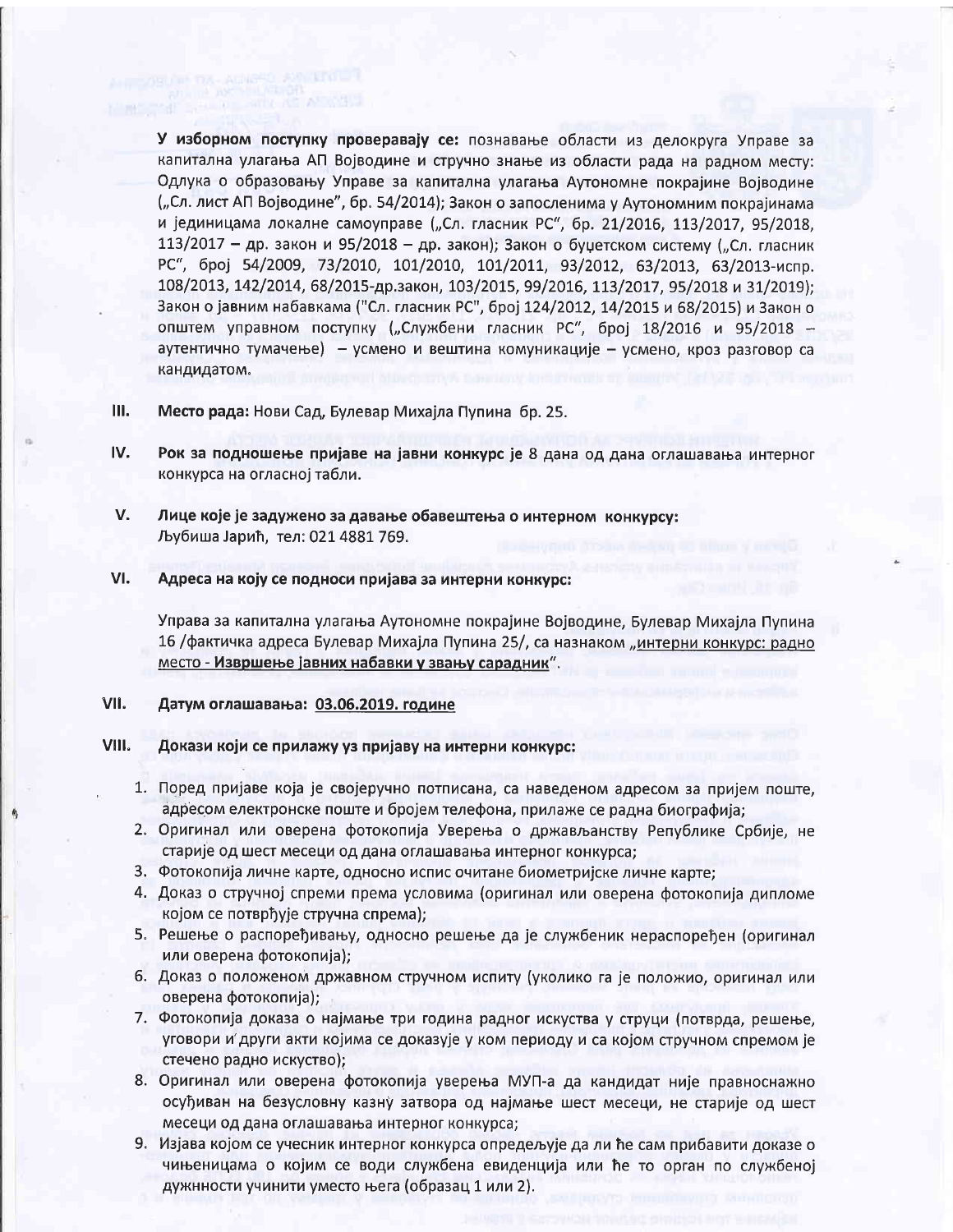**У изборном поступку проверавају се:** познавање области из делокруга Управе за капитална улагања АП Војводине и стручно знање из области рада на радном месту: Одлука о образовању Управе за капитална улагања Аутономне покрајине Војводине („Сл. лист АП Војводине", бр. 54/2014); Закон о запосленима у Аутономним покрајинама и јединицама локалне самоуправе („Сл. гласник РС", бр. 21/2016, 113/2017, 95/2018, 113/2017 – др. закон и 95/2018 – др. закон); Закон о буџетском систему („Сл. гласник РС", број 54/2009, 73/2010, 101/2010, 101/2011, 93/2012, 63/2013, 63/2013-испр. 108/2013, 142/2014, 68/2015-др.закон, 103/2015, 99/2016, 113/2017, 95/2018 и 31/2019); Закон о јавним набавкама ("Сл. гласник РС", број 124/2012, 14/2015 и 68/2015) и Закон о општем управном поступку („Службени гласник РС", број 18/2016 и 95/2018 – аутентично тумачење) – усмено и вештина комуникације – усмено, кроз разговор са кандидатом.

**III. Место рада:** Нови Сад, Булевар Михајла Пупина бр. 25.

**IV. Рок за подношење пријаве на јавни конкурс је** 8 дана од дана оглашавања интерног конкурса на огласној табли.

**V. Лице које је задужено за давање обавештења о интерном конкурсу:** Љубиша Јарић, тел: 021 4881 769.

**VI. Адреса на коју се подноси пријава за интерни конкурс:**

Управа за капитална улагања Аутономне покрајине Војводине, Булевар Михајла Пупина 16 /фактичка адреса Булевар Михајла Пупина 25/, са назнаком „интерни конкурс: радно место - **Извршење јавних набавки у звању сарадник**".

**VII. Датум оглашавања: 03.06.2019. године**

**VIII. Докази који се прилажу уз пријаву на интерни конкурс:**

1. Поред пријаве која је својеручно потписана, са наведеном адресом за пријем поште, адресом електронске поште и бројем телефона, прилаже се радна биографија;
2. Оригинал или оверена фотокопија Уверења о држављанству Републике Србије, не старије од шест месеци од дана оглашавања интерног конкурса;
3. Фотокопија личне карте, односно испис очитане биометријске личне карте;
4. Доказ о стручној спреми према условима (оригинал или оверена фотокопија дипломе којом се потврђује стручна спрема);
5. Решење о распоређивању, односно решење да је службеник нераспоређен (оригинал или оверена фотокопија);
6. Доказ о положеном државном стручном испиту (уколико га је положио, оригинал или оверена фотокопија);
7. Фотокопија доказа о најмање три година радног искуства у струци (потврда, решење, уговори и други акти којима се доказује у ком периоду и са којом стручном спремом је стечено радно искуство);
8. Оригинал или оверена фотокопија уверења МУП-а да кандидат није правноснажно осуђиван на безусловну казну затвора од најмање шест месеци, не старије од шест месеци од дана оглашавања интерног конкурса;
9. Изјава којом се учесник интерног конкурса опредељује да ли ће сам прибавити доказе о чињеницама о којим се води службена евиденција или ће то орган по службеној дужности учинити уместо њега (образац 1 или 2).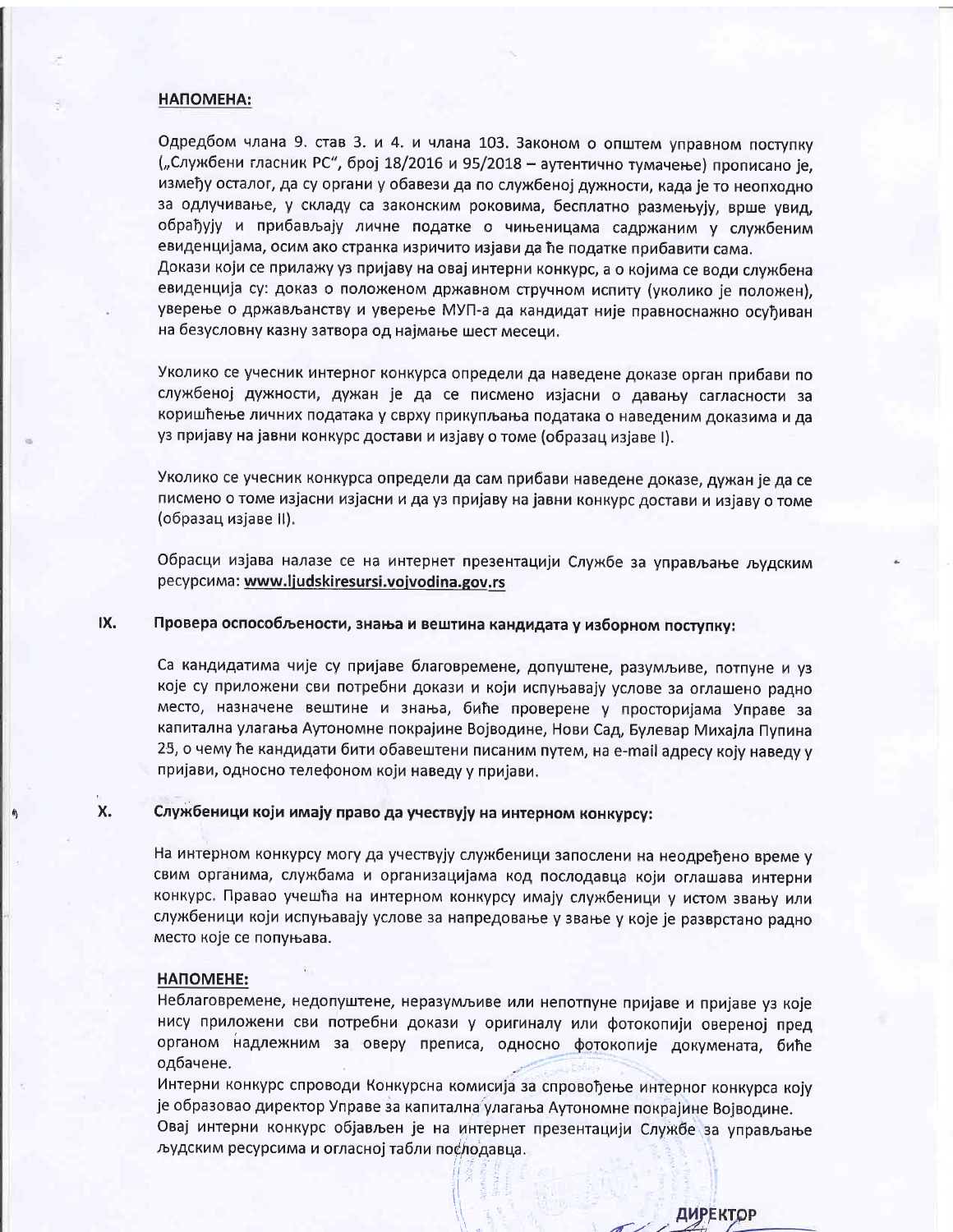**НАПОМЕНА:**

Одредбом члана 9. став 3. и 4. и члана 103. Законом о општем управном поступку („Службени гласник РС", број 18/2016 и 95/2018 – аутентично тумачење) прописано је, између осталог, да су органи у обавези да по службеној дужности, када је то неопходно за одлучивање, у складу са законским роковима, бесплатно размењују, врше увид, обрађују и прибављају личне податке о чињеницама садржаним у службеним евиденцијама, осим ако странка изричито изјави да ће податке прибавити сама.

Докази који се прилажу уз пријаву на овај интерни конкурс, а о којима се води службена евиденција су: доказ о положеном државном стручном испиту (уколико је положен), уверење о држављанству и уверење МУП-а да кандидат није правноснажно осуђиван на безусловну казну затвора од најмање шест месеци.

Уколико се учесник интерног конкурса определи да наведене доказе орган прибави по службеној дужности, дужан је да се писмено изјасни о давању сагласности за коришћење личних података у сврху прикупљања података о наведеним доказима и да уз пријаву на јавни конкурс достави и изјаву о томе (образац изјаве I).

Уколико се учесник конкурса определи да сам прибави наведене доказе, дужан је да се писмено о томе изјасни изјасни и да уз пријаву на јавни конкурс достави и изјаву о томе (образац изјаве II).

Обрасци изјава налазе се на интернет презентацији Службе за управљање људским ресурсима: **www.ljudskiresursi.vojvodina.gov.rs**

## IX. Провера оспособљености, знања и вештина кандидата у изборном поступку:

Са кандидатима чије су пријаве благовремене, допуштене, разумљиве, потпуне и уз које су приложени сви потребни докази и који испуњавају услове за оглашено радно место, назначене вештине и знања, биће проверене у просторијама Управе за капитална улагања Аутономне покрајине Војводине, Нови Сад, Булевар Михајла Пупина 25, о чему ће кандидати бити обавештени писаним путем, на e-mail адресу коју наведу у пријави, односно телефоном који наведу у пријави.

## X. Службеници који имају право да учествују на интерном конкурсу:

На интерном конкурсу могу да учествују службеници запослени на неодређено време у свим органима, службама и организацијама код послодавца који оглашава интерни конкурс. Правао учешћа на интерном конкурсу имају службеници у истом звању или службеници који испуњавају услове за напредовање у звање у које је разврстано радно место које се попуњава.

**НАПОМЕНЕ:**

Неблаговремене, недопуштене, неразумљиве или непотпуне пријаве и пријаве уз које нису приложени сви потребни докази у оригиналу или фотокопији овереној пред органом надлежним за оверу преписа, односно фотокопије докумената, биће одбачене.

Интерни конкурс спроводи Конкурсна комисија за спровођење интерног конкурса коју је образовао директор Управе за капитална улагања Аутономне покрајине Војводине.

Овај интерни конкурс објављен је на интернет презентацији Службе за управљање људским ресурсима и огласној табли послодавца.

ДИРЕКТОР